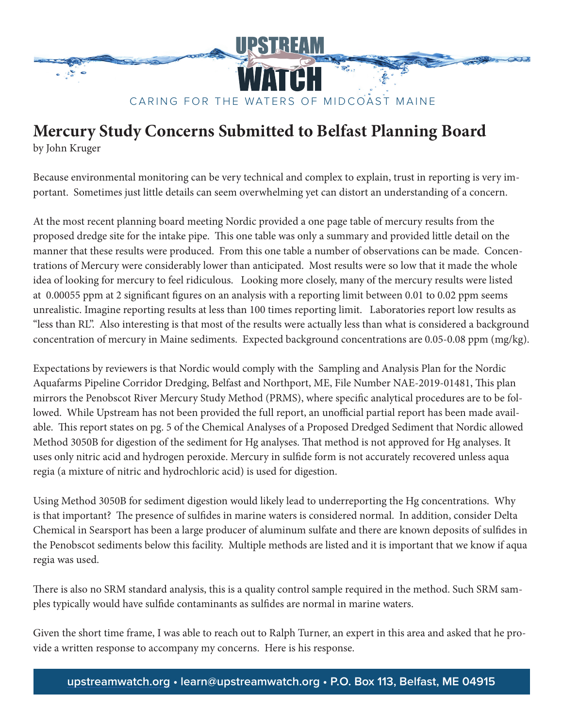CARING FOR THE WATERS OF MIDCOAST MAINE

# Mercury Study Concerns Submitted to Belfast Planning Board

by John Kruger

Because environmental monitoring can be very technical and complex to explain, trust in reporting is very important. Sometimes just little details can seem overwhelming yet can distort an understanding of a concern.

At the most recent planning board meeting Nordic provided a one page table of mercury results from the proposed dredge site for the intake pipe. This one table was only a summary and provided little detail on the manner that these results were produced. From this one table a number of observations can be made. Concentrations of Mercury were considerably lower than anticipated. Most results were so low that it made the whole idea of looking for mercury to feel ridiculous. Looking more closely, many of the mercury results were listed at 0.00055 ppm at 2 significant figures on an analysis with a reporting limit between 0.01 to 0.02 ppm seems unrealistic. Imagine reporting results at less than 100 times reporting limit. Laboratories report low results as "less than RL". Also interesting is that most of the results were actually less than what is considered a background concentration of mercury in Maine sediments. Expected background concentrations are 0.05-0.08 ppm (mg/kg).

Expectations by reviewers is that Nordic would comply with the Sampling and Analysis Plan for the Nordic Aquafarms Pipeline Corridor Dredging, Belfast and Northport, ME, File Number NAE-2019-01481, This plan mirrors the Penobscot River Mercury Study Method (PRMS), where specific analytical procedures are to be followed. While Upstream has not been provided the full report, an unofficial partial report has been made available. This report states on pg. 5 of the Chemical Analyses of a Proposed Dredged Sediment that Nordic allowed Method 3050B for digestion of the sediment for Hg analyses. That method is not approved for Hg analyses. It uses only nitric acid and hydrogen peroxide. Mercury in sulfide form is not accurately recovered unless aqua regia (a mixture of nitric and hydrochloric acid) is used for digestion.

Using Method 3050B for sediment digestion would likely lead to underreporting the Hg concentrations. Why is that important? The presence of sulfides in marine waters is considered normal. In addition, consider Delta Chemical in Searsport has been a large producer of aluminum sulfate and there are known deposits of sulfides in the Penobscot sediments below this facility. Multiple methods are listed and it is important that we know if aqua regia was used.

There is also no SRM standard analysis, this is a quality control sample required in the method. Such SRM samples typically would have sulfide contaminants as sulfides are normal in marine waters.

Given the short time frame, I was able to reach out to Ralph Turner, an expert in this area and asked that he provide a written response to accompany my concerns. Here is his response.

upstreamwatch.org • learn@upstreamwatch.org • P.O. Box 113, Belfast, ME 04915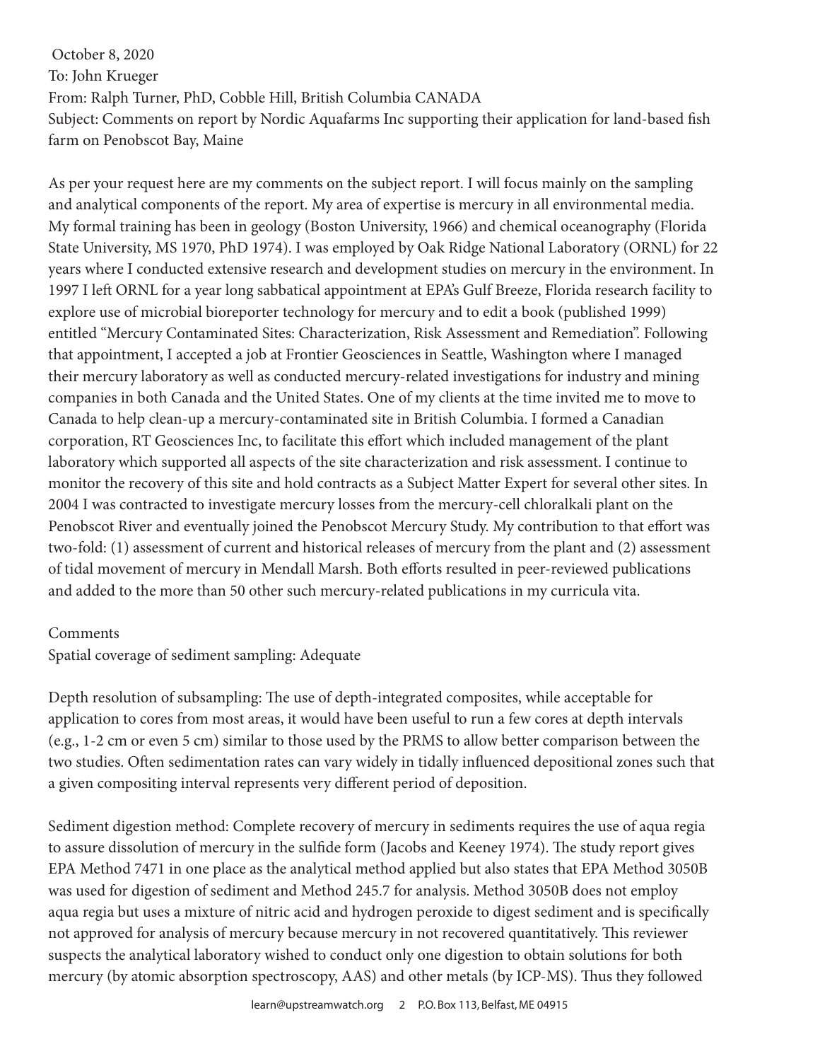October 8, 2020
To: John Krueger
From: Ralph Turner, PhD, Cobble Hill, British Columbia CANADA
Subject: Comments on report by Nordic Aquafarms Inc supporting their application for land-based fish farm on Penobscot Bay, Maine

As per your request here are my comments on the subject report. I will focus mainly on the sampling and analytical components of the report. My area of expertise is mercury in all environmental media. My formal training has been in geology (Boston University, 1966) and chemical oceanography (Florida State University, MS 1970, PhD 1974). I was employed by Oak Ridge National Laboratory (ORNL) for 22 years where I conducted extensive research and development studies on mercury in the environment. In 1997 I left ORNL for a year long sabbatical appointment at EPA's Gulf Breeze, Florida research facility to explore use of microbial bioreporter technology for mercury and to edit a book (published 1999) entitled "Mercury Contaminated Sites: Characterization, Risk Assessment and Remediation". Following that appointment, I accepted a job at Frontier Geosciences in Seattle, Washington where I managed their mercury laboratory as well as conducted mercury-related investigations for industry and mining companies in both Canada and the United States. One of my clients at the time invited me to move to Canada to help clean-up a mercury-contaminated site in British Columbia. I formed a Canadian corporation, RT Geosciences Inc, to facilitate this effort which included management of the plant laboratory which supported all aspects of the site characterization and risk assessment. I continue to monitor the recovery of this site and hold contracts as a Subject Matter Expert for several other sites. In 2004 I was contracted to investigate mercury losses from the mercury-cell chloralkali plant on the Penobscot River and eventually joined the Penobscot Mercury Study. My contribution to that effort was two-fold: (1) assessment of current and historical releases of mercury from the plant and (2) assessment of tidal movement of mercury in Mendall Marsh. Both efforts resulted in peer-reviewed publications and added to the more than 50 other such mercury-related publications in my curricula vita.

Comments

Spatial coverage of sediment sampling: Adequate

Depth resolution of subsampling: The use of depth-integrated composites, while acceptable for application to cores from most areas, it would have been useful to run a few cores at depth intervals (e.g., 1-2 cm or even 5 cm) similar to those used by the PRMS to allow better comparison between the two studies. Often sedimentation rates can vary widely in tidally influenced depositional zones such that a given compositing interval represents very different period of deposition.

Sediment digestion method: Complete recovery of mercury in sediments requires the use of aqua regia to assure dissolution of mercury in the sulfide form (Jacobs and Keeney 1974). The study report gives EPA Method 7471 in one place as the analytical method applied but also states that EPA Method 3050B was used for digestion of sediment and Method 245.7 for analysis. Method 3050B does not employ aqua regia but uses a mixture of nitric acid and hydrogen peroxide to digest sediment and is specifically not approved for analysis of mercury because mercury in not recovered quantitatively. This reviewer suspects the analytical laboratory wished to conduct only one digestion to obtain solutions for both mercury (by atomic absorption spectroscopy, AAS) and other metals (by ICP-MS). Thus they followed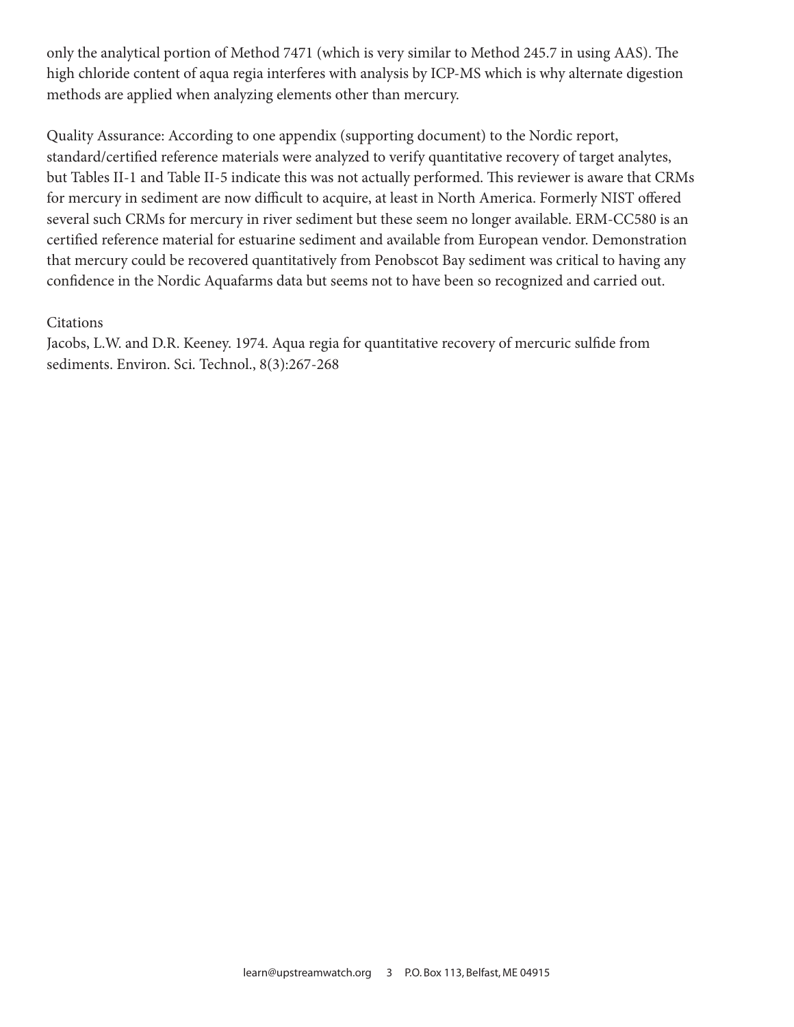only the analytical portion of Method 7471 (which is very similar to Method 245.7 in using AAS). The high chloride content of aqua regia interferes with analysis by ICP-MS which is why alternate digestion methods are applied when analyzing elements other than mercury.

Quality Assurance: According to one appendix (supporting document) to the Nordic report, standard/certified reference materials were analyzed to verify quantitative recovery of target analytes, but Tables II-1 and Table II-5 indicate this was not actually performed. This reviewer is aware that CRMs for mercury in sediment are now difficult to acquire, at least in North America. Formerly NIST offered several such CRMs for mercury in river sediment but these seem no longer available. ERM-CC580 is an certified reference material for estuarine sediment and available from European vendor. Demonstration that mercury could be recovered quantitatively from Penobscot Bay sediment was critical to having any confidence in the Nordic Aquafarms data but seems not to have been so recognized and carried out.

Citations

Jacobs, L.W. and D.R. Keeney. 1974. Aqua regia for quantitative recovery of mercuric sulfide from sediments. Environ. Sci. Technol., 8(3):267-268